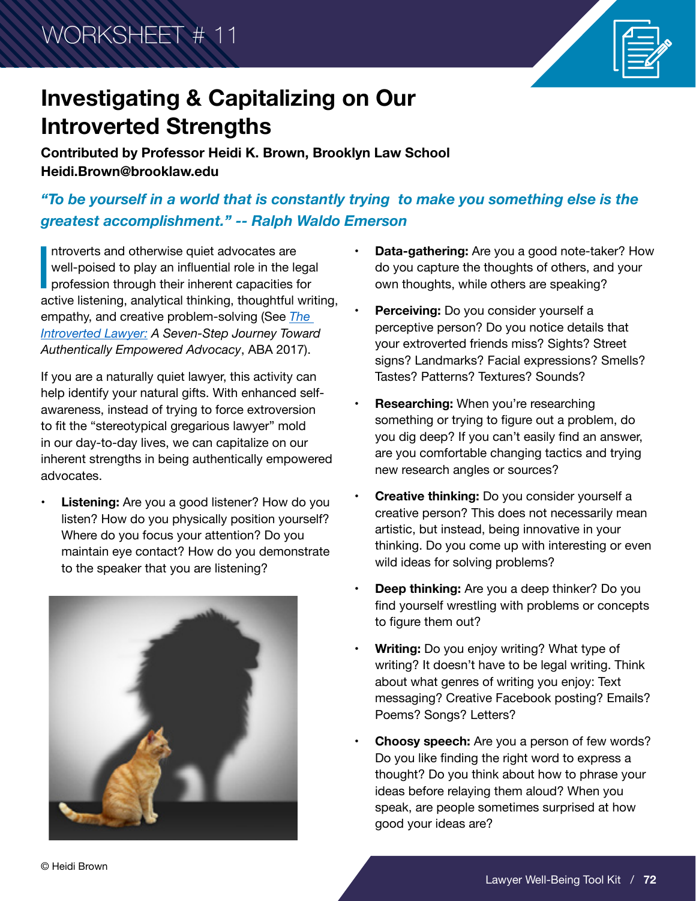WORKSHEET # 11

# Investigating & Capitalizing on Our Introverted Strengths

**Contributed by Professor Heidi K. Brown, Brooklyn Law School**
**Heidi.Brown@brooklaw.edu**

***"To be yourself in a world that is constantly trying to make you something else is the greatest accomplishment." -- Ralph Waldo Emerson***

Introverts and otherwise quiet advocates are well-poised to play an influential role in the legal profession through their inherent capacities for active listening, analytical thinking, thoughtful writing, empathy, and creative problem-solving (See *The Introverted Lawyer: A Seven-Step Journey Toward Authentically Empowered Advocacy*, ABA 2017).

If you are a naturally quiet lawyer, this activity can help identify your natural gifts. With enhanced self-awareness, instead of trying to force extroversion to fit the "stereotypical gregarious lawyer" mold in our day-to-day lives, we can capitalize on our inherent strengths in being authentically empowered advocates.

- **Listening:** Are you a good listener? How do you listen? How do you physically position yourself? Where do you focus your attention? Do you maintain eye contact? How do you demonstrate to the speaker that you are listening?
- **Data-gathering:** Are you a good note-taker? How do you capture the thoughts of others, and your own thoughts, while others are speaking?
- **Perceiving:** Do you consider yourself a perceptive person? Do you notice details that your extroverted friends miss? Sights? Street signs? Landmarks? Facial expressions? Smells? Tastes? Patterns? Textures? Sounds?
- **Researching:** When you're researching something or trying to figure out a problem, do you dig deep? If you can't easily find an answer, are you comfortable changing tactics and trying new research angles or sources?
- **Creative thinking:** Do you consider yourself a creative person? This does not necessarily mean artistic, but instead, being innovative in your thinking. Do you come up with interesting or even wild ideas for solving problems?
- **Deep thinking:** Are you a deep thinker? Do you find yourself wrestling with problems or concepts to figure them out?
- **Writing:** Do you enjoy writing? What type of writing? It doesn't have to be legal writing. Think about what genres of writing you enjoy: Text messaging? Creative Facebook posting? Emails? Poems? Songs? Letters?
- **Choosy speech:** Are you a person of few words? Do you like finding the right word to express a thought? Do you think about how to phrase your ideas before relaying them aloud? When you speak, are people sometimes surprised at how good your ideas are?

© Heidi Brown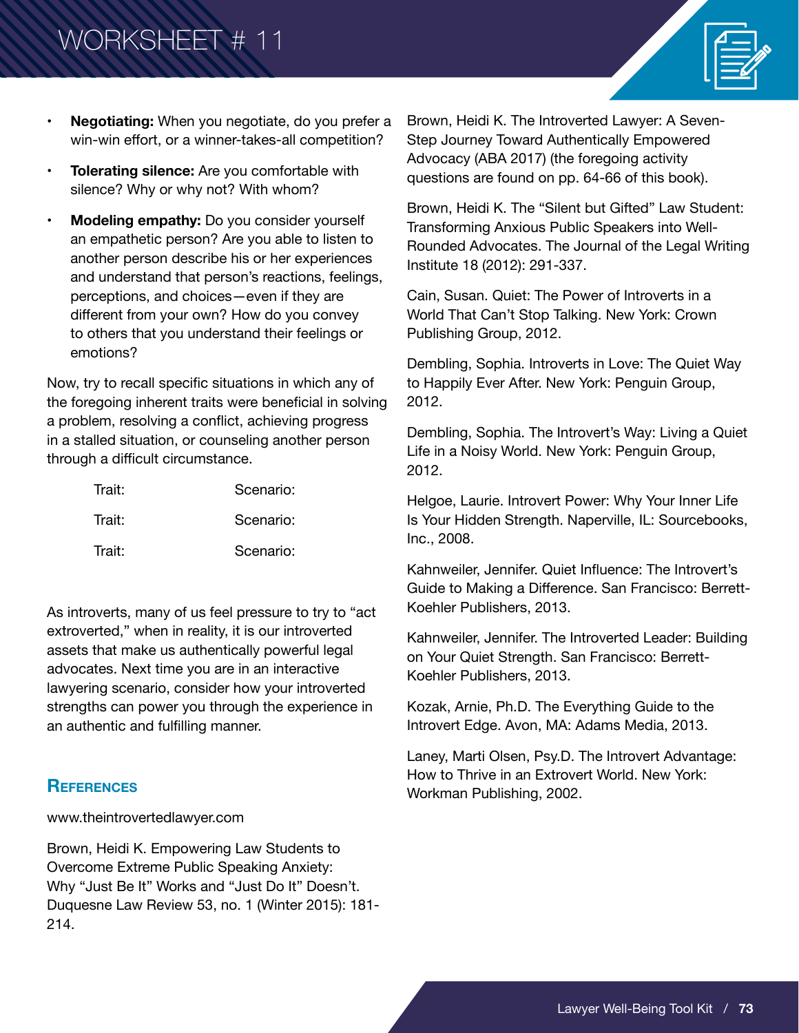# WORKSHEET # 11

- **Negotiating:** When you negotiate, do you prefer a win-win effort, or a winner-takes-all competition?
- **Tolerating silence:** Are you comfortable with silence? Why or why not? With whom?
- **Modeling empathy:** Do you consider yourself an empathetic person? Are you able to listen to another person describe his or her experiences and understand that person's reactions, feelings, perceptions, and choices—even if they are different from your own? How do you convey to others that you understand their feelings or emotions?

Now, try to recall specific situations in which any of the foregoing inherent traits were beneficial in solving a problem, resolving a conflict, achieving progress in a stalled situation, or counseling another person through a difficult circumstance.

| | |
|---|---|
| Trait: | Scenario: |
| Trait: | Scenario: |
| Trait: | Scenario: |

As introverts, many of us feel pressure to try to "act extroverted," when in reality, it is our introverted assets that make us authentically powerful legal advocates. Next time you are in an interactive lawyering scenario, consider how your introverted strengths can power you through the experience in an authentic and fulfilling manner.

## References

www.theintrovertedlawyer.com

Brown, Heidi K. Empowering Law Students to Overcome Extreme Public Speaking Anxiety: Why "Just Be It" Works and "Just Do It" Doesn't. Duquesne Law Review 53, no. 1 (Winter 2015): 181-214.

Brown, Heidi K. The Introverted Lawyer: A Seven-Step Journey Toward Authentically Empowered Advocacy (ABA 2017) (the foregoing activity questions are found on pp. 64-66 of this book).

Brown, Heidi K. The "Silent but Gifted" Law Student: Transforming Anxious Public Speakers into Well-Rounded Advocates. The Journal of the Legal Writing Institute 18 (2012): 291-337.

Cain, Susan. Quiet: The Power of Introverts in a World That Can't Stop Talking. New York: Crown Publishing Group, 2012.

Dembling, Sophia. Introverts in Love: The Quiet Way to Happily Ever After. New York: Penguin Group, 2012.

Dembling, Sophia. The Introvert's Way: Living a Quiet Life in a Noisy World. New York: Penguin Group, 2012.

Helgoe, Laurie. Introvert Power: Why Your Inner Life Is Your Hidden Strength. Naperville, IL: Sourcebooks, Inc., 2008.

Kahnweiler, Jennifer. Quiet Influence: The Introvert's Guide to Making a Difference. San Francisco: Berrett-Koehler Publishers, 2013.

Kahnweiler, Jennifer. The Introverted Leader: Building on Your Quiet Strength. San Francisco: Berrett-Koehler Publishers, 2013.

Kozak, Arnie, Ph.D. The Everything Guide to the Introvert Edge. Avon, MA: Adams Media, 2013.

Laney, Marti Olsen, Psy.D. The Introvert Advantage: How to Thrive in an Extrovert World. New York: Workman Publishing, 2002.